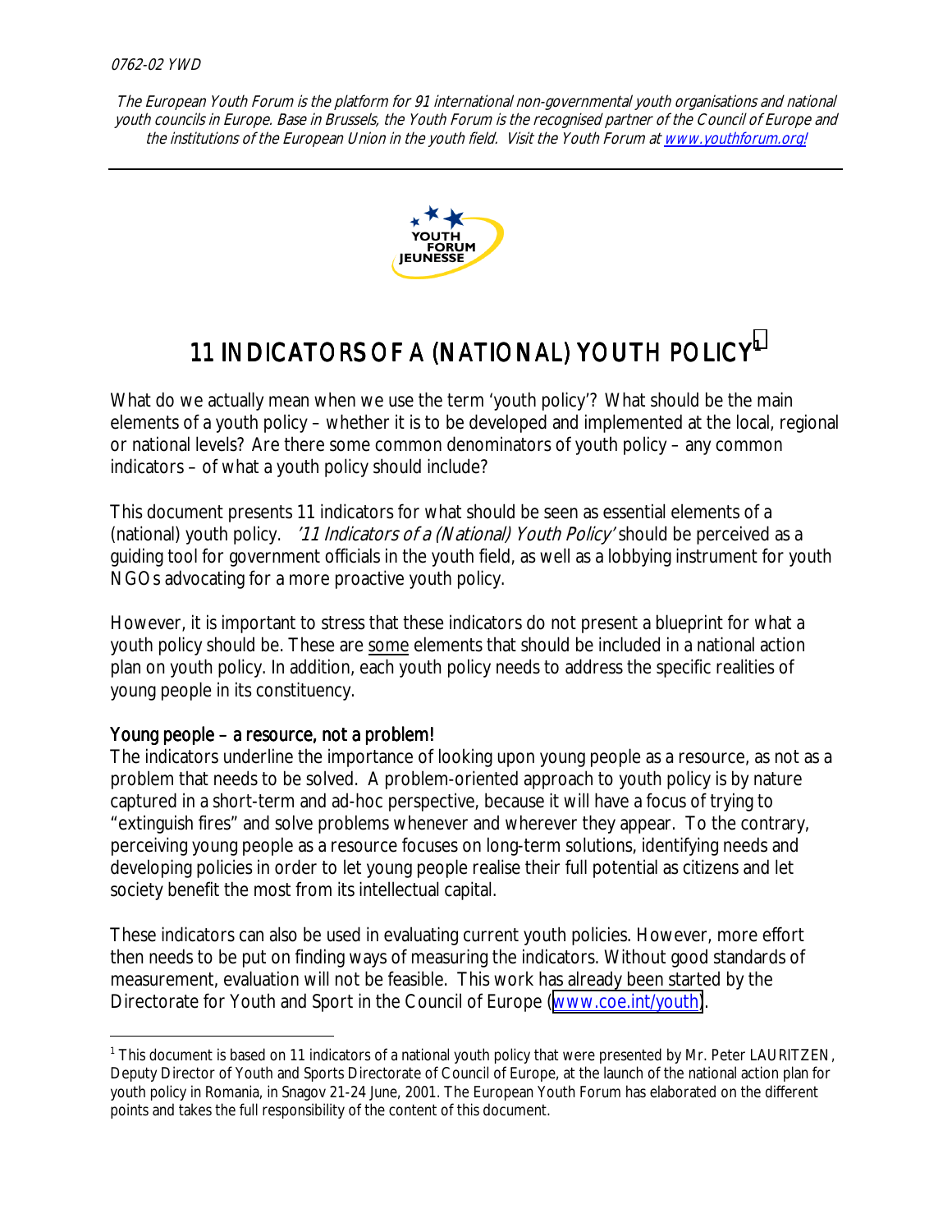0762-02 YWD

*The European Youth Forum is the platform for 91 international non-governmental youth organisations and national youth councils in Europe. Base in Brussels, the Youth Forum is the recognised partner of the Council of Europe and the institutions of the European Union in the youth field. Visit the Youth Forum at www.youthforum.org!*

---

# 11 INDICATORS OF A (NATIONAL) YOUTH POLICY[1]

What do we actually mean when we use the term 'youth policy'? What should be the main elements of a youth policy – whether it is to be developed and implemented at the local, regional or national levels? Are there some common denominators of youth policy – any common indicators – of what a youth policy should include?

This document presents 11 indicators for what should be seen as essential elements of a (national) youth policy. *'11 Indicators of a (National) Youth Policy'* should be perceived as a guiding tool for government officials in the youth field, as well as a lobbying instrument for youth NGOs advocating for a more proactive youth policy.

However, it is important to stress that these indicators do not present a blueprint for what a youth policy should be. These are <u>some</u> elements that should be included in a national action plan on youth policy. In addition, each youth policy needs to address the specific realities of young people in its constituency.

## Young people – a resource, not a problem!

The indicators underline the importance of looking upon young people as a resource, as not as a problem that needs to be solved. A problem-oriented approach to youth policy is by nature captured in a short-term and ad-hoc perspective, because it will have a focus of trying to "extinguish fires" and solve problems whenever and wherever they appear. To the contrary, perceiving young people as a resource focuses on long-term solutions, identifying needs and developing policies in order to let young people realise their full potential as citizens and let society benefit the most from its intellectual capital.

These indicators can also be used in evaluating current youth policies. However, more effort then needs to be put on finding ways of measuring the indicators. Without good standards of measurement, evaluation will not be feasible. This work has already been started by the Directorate for Youth and Sport in the Council of Europe (www.coe.int/youth).

---

[1] This document is based on 11 indicators of a national youth policy that were presented by Mr. Peter LAURITZEN, Deputy Director of Youth and Sports Directorate of Council of Europe, at the launch of the national action plan for youth policy in Romania, in Snagov 21-24 June, 2001. The European Youth Forum has elaborated on the different points and takes the full responsibility of the content of this document.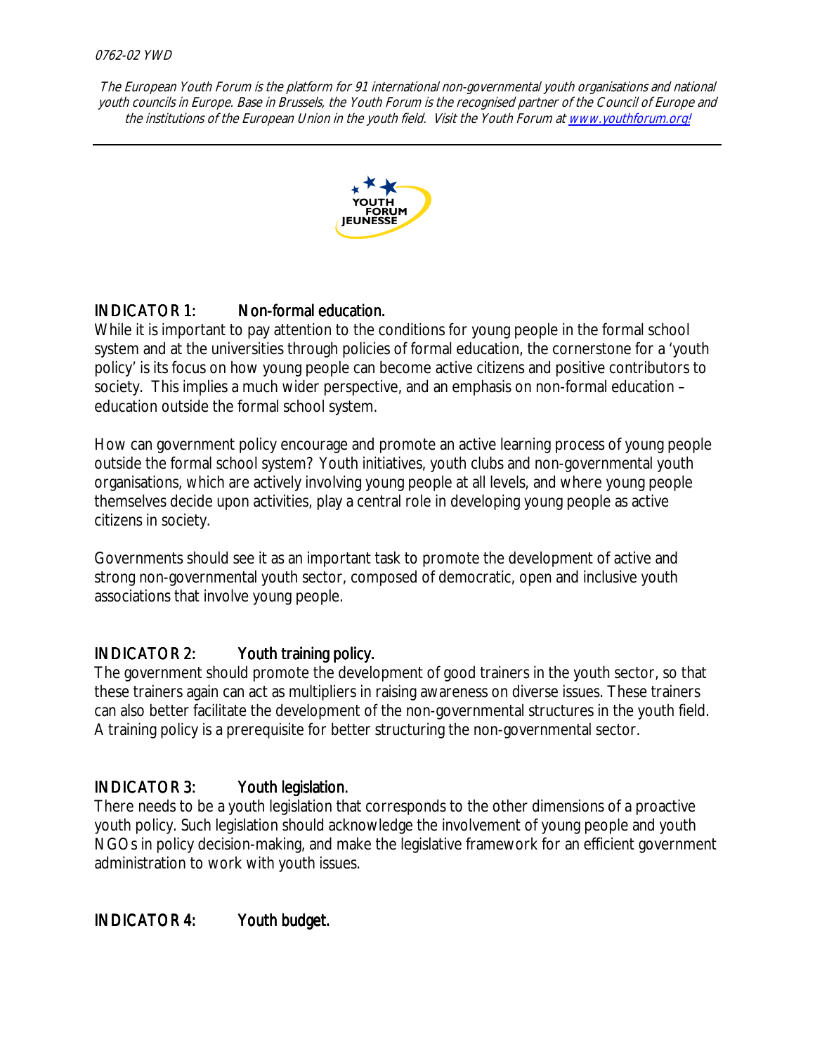## INDICATOR 1: Non-formal education.

While it is important to pay attention to the conditions for young people in the formal school system and at the universities through policies of formal education, the cornerstone for a 'youth policy' is its focus on how young people can become active citizens and positive contributors to society. This implies a much wider perspective, and an emphasis on non-formal education – education outside the formal school system.

How can government policy encourage and promote an active learning process of young people outside the formal school system? Youth initiatives, youth clubs and non-governmental youth organisations, which are actively involving young people at all levels, and where young people themselves decide upon activities, play a central role in developing young people as active citizens in society.

Governments should see it as an important task to promote the development of active and strong non-governmental youth sector, composed of democratic, open and inclusive youth associations that involve young people.

## INDICATOR 2: Youth training policy.

The government should promote the development of good trainers in the youth sector, so that these trainers again can act as multipliers in raising awareness on diverse issues. These trainers can also better facilitate the development of the non-governmental structures in the youth field. A training policy is a prerequisite for better structuring the non-governmental sector.

## INDICATOR 3: Youth legislation.

There needs to be a youth legislation that corresponds to the other dimensions of a proactive youth policy. Such legislation should acknowledge the involvement of young people and youth NGOs in policy decision-making, and make the legislative framework for an efficient government administration to work with youth issues.

## INDICATOR 4: Youth budget.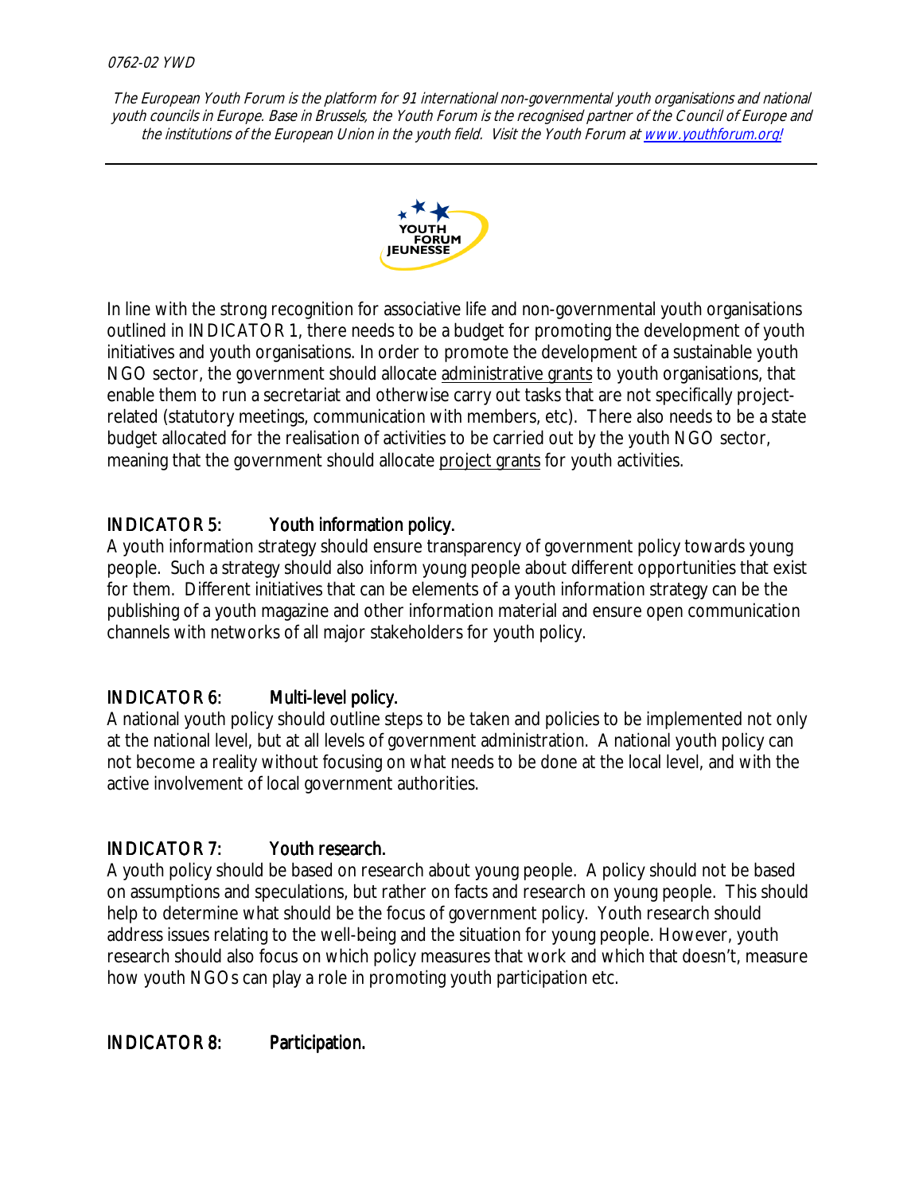In line with the strong recognition for associative life and non-governmental youth organisations outlined in INDICATOR 1, there needs to be a budget for promoting the development of youth initiatives and youth organisations. In order to promote the development of a sustainable youth NGO sector, the government should allocate administrative grants to youth organisations, that enable them to run a secretariat and otherwise carry out tasks that are not specifically project-related (statutory meetings, communication with members, etc). There also needs to be a state budget allocated for the realisation of activities to be carried out by the youth NGO sector, meaning that the government should allocate project grants for youth activities.

## INDICATOR 5: Youth information policy.

A youth information strategy should ensure transparency of government policy towards young people. Such a strategy should also inform young people about different opportunities that exist for them. Different initiatives that can be elements of a youth information strategy can be the publishing of a youth magazine and other information material and ensure open communication channels with networks of all major stakeholders for youth policy.

## INDICATOR 6: Multi-level policy.

A national youth policy should outline steps to be taken and policies to be implemented not only at the national level, but at all levels of government administration. A national youth policy can not become a reality without focusing on what needs to be done at the local level, and with the active involvement of local government authorities.

## INDICATOR 7: Youth research.

A youth policy should be based on research about young people. A policy should not be based on assumptions and speculations, but rather on facts and research on young people. This should help to determine what should be the focus of government policy. Youth research should address issues relating to the well-being and the situation for young people. However, youth research should also focus on which policy measures that work and which that doesn't, measure how youth NGOs can play a role in promoting youth participation etc.

## INDICATOR 8: Participation.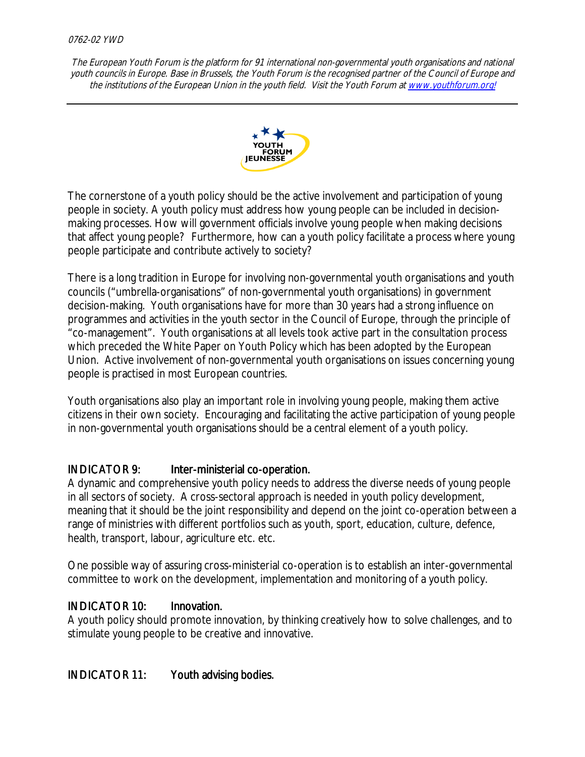The cornerstone of a youth policy should be the active involvement and participation of young people in society. A youth policy must address how young people can be included in decision-making processes. How will government officials involve young people when making decisions that affect young people? Furthermore, how can a youth policy facilitate a process where young people participate and contribute actively to society?

There is a long tradition in Europe for involving non-governmental youth organisations and youth councils ("umbrella-organisations" of non-governmental youth organisations) in government decision-making. Youth organisations have for more than 30 years had a strong influence on programmes and activities in the youth sector in the Council of Europe, through the principle of "co-management". Youth organisations at all levels took active part in the consultation process which preceded the White Paper on Youth Policy which has been adopted by the European Union. Active involvement of non-governmental youth organisations on issues concerning young people is practised in most European countries.

Youth organisations also play an important role in involving young people, making them active citizens in their own society. Encouraging and facilitating the active participation of young people in non-governmental youth organisations should be a central element of a youth policy.

## INDICATOR 9: Inter-ministerial co-operation.

A dynamic and comprehensive youth policy needs to address the diverse needs of young people in all sectors of society. A cross-sectoral approach is needed in youth policy development, meaning that it should be the joint responsibility and depend on the joint co-operation between a range of ministries with different portfolios such as youth, sport, education, culture, defence, health, transport, labour, agriculture etc. etc.

One possible way of assuring cross-ministerial co-operation is to establish an inter-governmental committee to work on the development, implementation and monitoring of a youth policy.

## INDICATOR 10: Innovation.

A youth policy should promote innovation, by thinking creatively how to solve challenges, and to stimulate young people to be creative and innovative.

## INDICATOR 11: Youth advising bodies.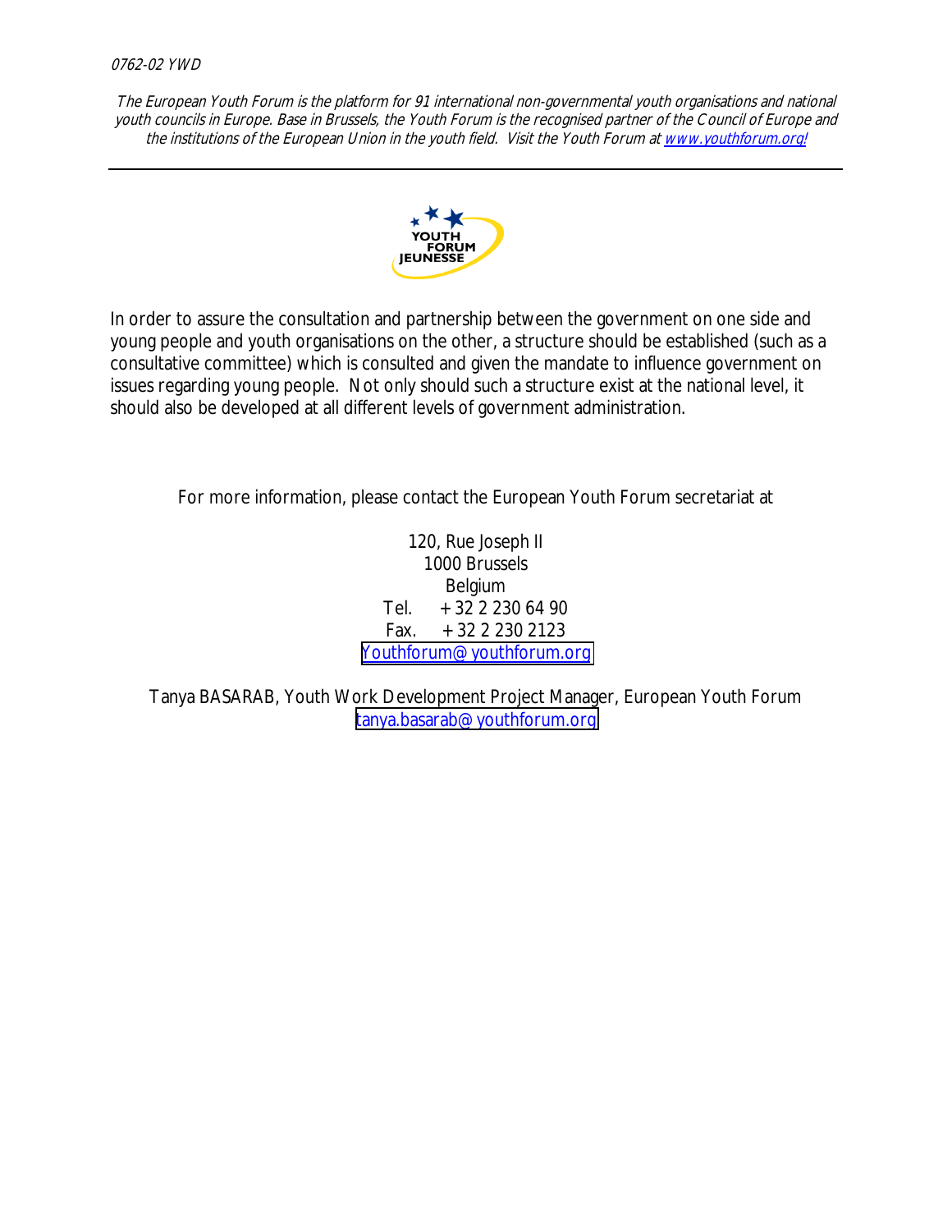0762-02 YWD

*The European Youth Forum is the platform for 91 international non-governmental youth organisations and national youth councils in Europe. Base in Brussels, the Youth Forum is the recognised partner of the Council of Europe and the institutions of the European Union in the youth field. Visit the Youth Forum at www.youthforum.org!*

---

In order to assure the consultation and partnership between the government on one side and young people and youth organisations on the other, a structure should be established (such as a consultative committee) which is consulted and given the mandate to influence government on issues regarding young people. Not only should such a structure exist at the national level, it should also be developed at all different levels of government administration.

For more information, please contact the European Youth Forum secretariat at

120, Rue Joseph II
1000 Brussels
Belgium
Tel. +32 2 230 64 90
Fax. +32 2 230 2123
Youthforum@youthforum.org

Tanya BASARAB, Youth Work Development Project Manager, European Youth Forum
tanya.basarab@youthforum.org